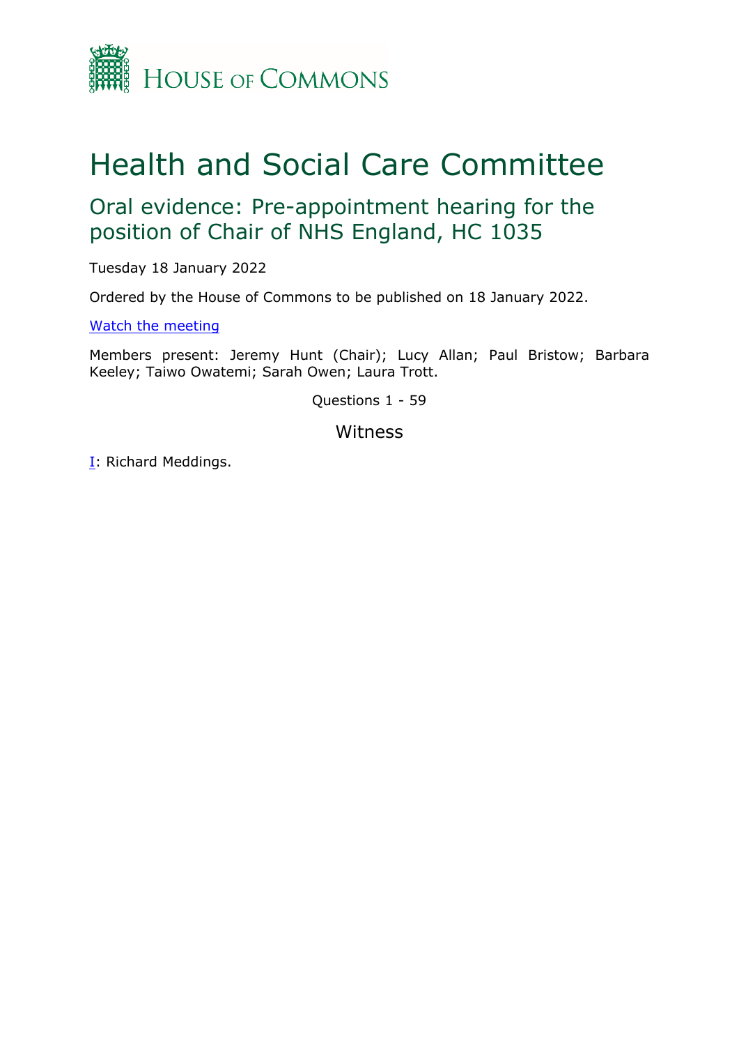House of Commons

# Health and Social Care Committee

## Oral evidence: Pre-appointment hearing for the position of Chair of NHS England, HC 1035

Tuesday 18 January 2022

Ordered by the House of Commons to be published on 18 January 2022.

[Watch the meeting]

Members present: Jeremy Hunt (Chair); Lucy Allan; Paul Bristow; Barbara Keeley; Taiwo Owatemi; Sarah Owen; Laura Trott.

Questions 1 - 59

### Witness

I: Richard Meddings.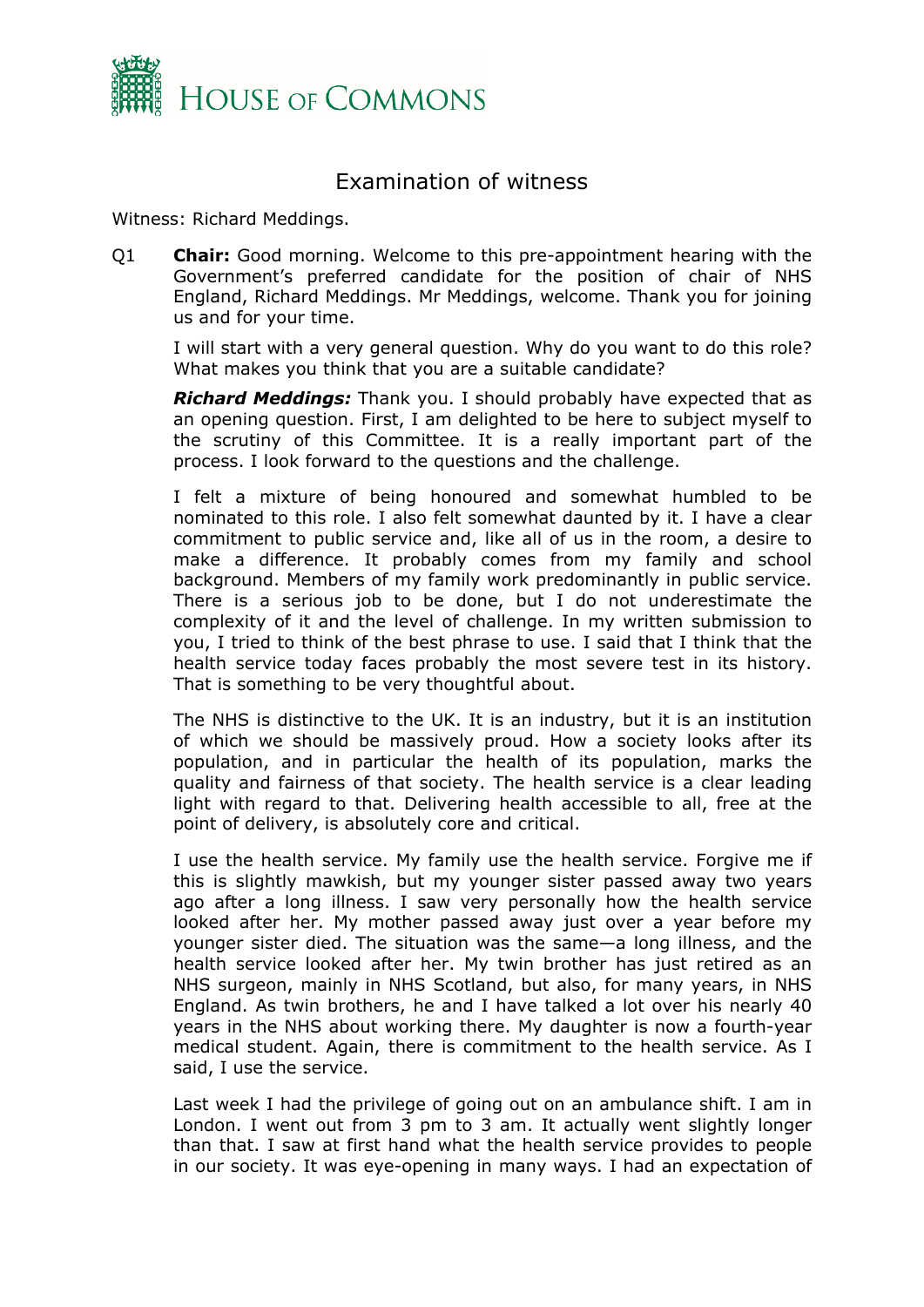# Examination of witness

Witness: Richard Meddings.

Q1 **Chair:** Good morning. Welcome to this pre-appointment hearing with the Government's preferred candidate for the position of chair of NHS England, Richard Meddings. Mr Meddings, welcome. Thank you for joining us and for your time.

I will start with a very general question. Why do you want to do this role? What makes you think that you are a suitable candidate?

***Richard Meddings:*** Thank you. I should probably have expected that as an opening question. First, I am delighted to be here to subject myself to the scrutiny of this Committee. It is a really important part of the process. I look forward to the questions and the challenge.

I felt a mixture of being honoured and somewhat humbled to be nominated to this role. I also felt somewhat daunted by it. I have a clear commitment to public service and, like all of us in the room, a desire to make a difference. It probably comes from my family and school background. Members of my family work predominantly in public service. There is a serious job to be done, but I do not underestimate the complexity of it and the level of challenge. In my written submission to you, I tried to think of the best phrase to use. I said that I think that the health service today faces probably the most severe test in its history. That is something to be very thoughtful about.

The NHS is distinctive to the UK. It is an industry, but it is an institution of which we should be massively proud. How a society looks after its population, and in particular the health of its population, marks the quality and fairness of that society. The health service is a clear leading light with regard to that. Delivering health accessible to all, free at the point of delivery, is absolutely core and critical.

I use the health service. My family use the health service. Forgive me if this is slightly mawkish, but my younger sister passed away two years ago after a long illness. I saw very personally how the health service looked after her. My mother passed away just over a year before my younger sister died. The situation was the same—a long illness, and the health service looked after her. My twin brother has just retired as an NHS surgeon, mainly in NHS Scotland, but also, for many years, in NHS England. As twin brothers, he and I have talked a lot over his nearly 40 years in the NHS about working there. My daughter is now a fourth-year medical student. Again, there is commitment to the health service. As I said, I use the service.

Last week I had the privilege of going out on an ambulance shift. I am in London. I went out from 3 pm to 3 am. It actually went slightly longer than that. I saw at first hand what the health service provides to people in our society. It was eye-opening in many ways. I had an expectation of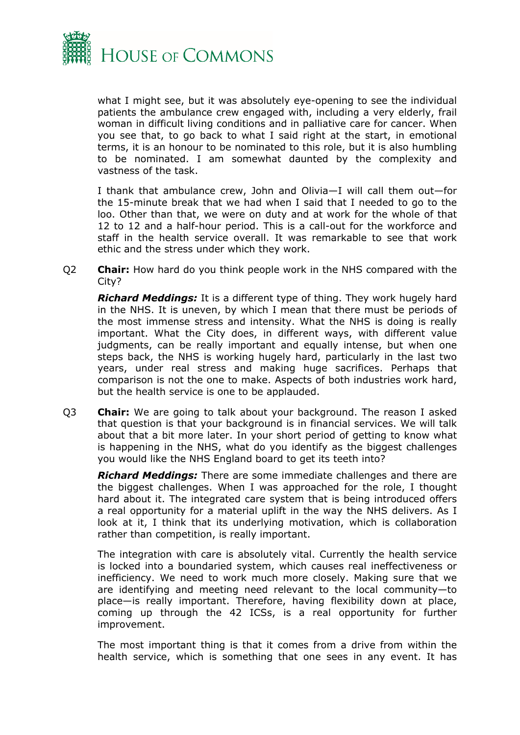what I might see, but it was absolutely eye-opening to see the individual patients the ambulance crew engaged with, including a very elderly, frail woman in difficult living conditions and in palliative care for cancer. When you see that, to go back to what I said right at the start, in emotional terms, it is an honour to be nominated to this role, but it is also humbling to be nominated. I am somewhat daunted by the complexity and vastness of the task.

I thank that ambulance crew, John and Olivia—I will call them out—for the 15-minute break that we had when I said that I needed to go to the loo. Other than that, we were on duty and at work for the whole of that 12 to 12 and a half-hour period. This is a call-out for the workforce and staff in the health service overall. It was remarkable to see that work ethic and the stress under which they work.

Q2 **Chair:** How hard do you think people work in the NHS compared with the City?

***Richard Meddings:*** It is a different type of thing. They work hugely hard in the NHS. It is uneven, by which I mean that there must be periods of the most immense stress and intensity. What the NHS is doing is really important. What the City does, in different ways, with different value judgments, can be really important and equally intense, but when one steps back, the NHS is working hugely hard, particularly in the last two years, under real stress and making huge sacrifices. Perhaps that comparison is not the one to make. Aspects of both industries work hard, but the health service is one to be applauded.

Q3 **Chair:** We are going to talk about your background. The reason I asked that question is that your background is in financial services. We will talk about that a bit more later. In your short period of getting to know what is happening in the NHS, what do you identify as the biggest challenges you would like the NHS England board to get its teeth into?

***Richard Meddings:*** There are some immediate challenges and there are the biggest challenges. When I was approached for the role, I thought hard about it. The integrated care system that is being introduced offers a real opportunity for a material uplift in the way the NHS delivers. As I look at it, I think that its underlying motivation, which is collaboration rather than competition, is really important.

The integration with care is absolutely vital. Currently the health service is locked into a boundaried system, which causes real ineffectiveness or inefficiency. We need to work much more closely. Making sure that we are identifying and meeting need relevant to the local community—to place—is really important. Therefore, having flexibility down at place, coming up through the 42 ICSs, is a real opportunity for further improvement.

The most important thing is that it comes from a drive from within the health service, which is something that one sees in any event. It has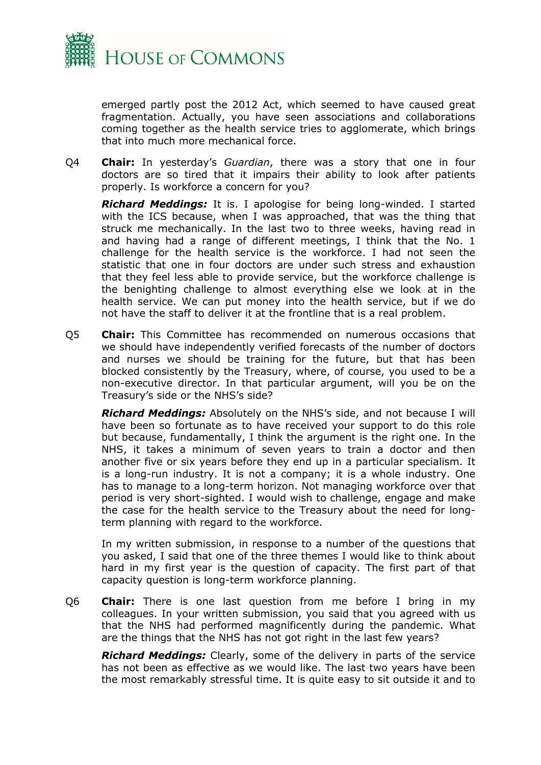emerged partly post the 2012 Act, which seemed to have caused great fragmentation. Actually, you have seen associations and collaborations coming together as the health service tries to agglomerate, which brings that into much more mechanical force.

Q4 **Chair:** In yesterday's *Guardian*, there was a story that one in four doctors are so tired that it impairs their ability to look after patients properly. Is workforce a concern for you?

***Richard Meddings:*** It is. I apologise for being long-winded. I started with the ICS because, when I was approached, that was the thing that struck me mechanically. In the last two to three weeks, having read in and having had a range of different meetings, I think that the No. 1 challenge for the health service is the workforce. I had not seen the statistic that one in four doctors are under such stress and exhaustion that they feel less able to provide service, but the workforce challenge is the benighting challenge to almost everything else we look at in the health service. We can put money into the health service, but if we do not have the staff to deliver it at the frontline that is a real problem.

Q5 **Chair:** This Committee has recommended on numerous occasions that we should have independently verified forecasts of the number of doctors and nurses we should be training for the future, but that has been blocked consistently by the Treasury, where, of course, you used to be a non-executive director. In that particular argument, will you be on the Treasury's side or the NHS's side?

***Richard Meddings:*** Absolutely on the NHS's side, and not because I will have been so fortunate as to have received your support to do this role but because, fundamentally, I think the argument is the right one. In the NHS, it takes a minimum of seven years to train a doctor and then another five or six years before they end up in a particular specialism. It is a long-run industry. It is not a company; it is a whole industry. One has to manage to a long-term horizon. Not managing workforce over that period is very short-sighted. I would wish to challenge, engage and make the case for the health service to the Treasury about the need for long-term planning with regard to the workforce.

In my written submission, in response to a number of the questions that you asked, I said that one of the three themes I would like to think about hard in my first year is the question of capacity. The first part of that capacity question is long-term workforce planning.

Q6 **Chair:** There is one last question from me before I bring in my colleagues. In your written submission, you said that you agreed with us that the NHS had performed magnificently during the pandemic. What are the things that the NHS has not got right in the last few years?

***Richard Meddings:*** Clearly, some of the delivery in parts of the service has not been as effective as we would like. The last two years have been the most remarkably stressful time. It is quite easy to sit outside it and to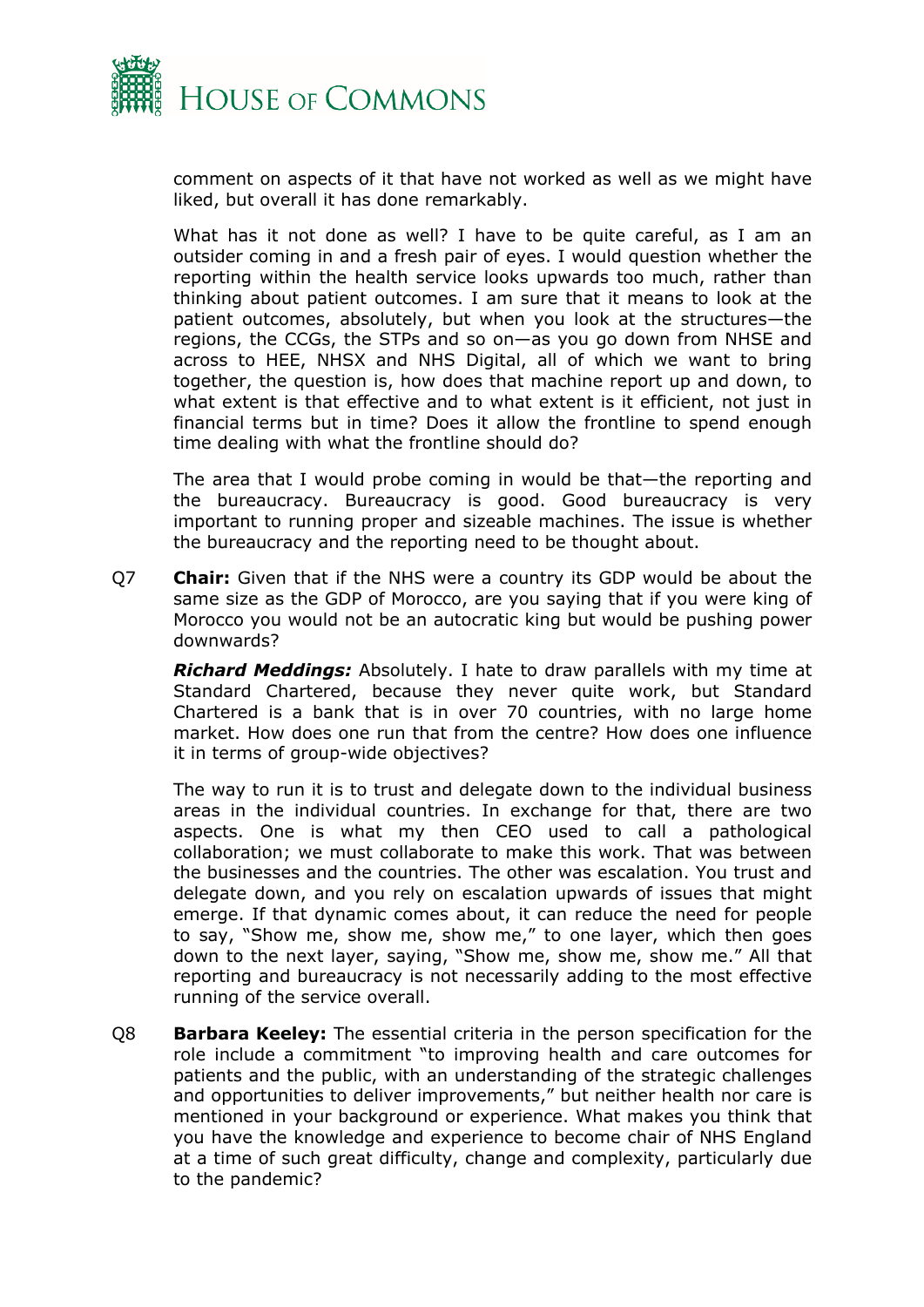comment on aspects of it that have not worked as well as we might have liked, but overall it has done remarkably.

What has it not done as well? I have to be quite careful, as I am an outsider coming in and a fresh pair of eyes. I would question whether the reporting within the health service looks upwards too much, rather than thinking about patient outcomes. I am sure that it means to look at the patient outcomes, absolutely, but when you look at the structures—the regions, the CCGs, the STPs and so on—as you go down from NHSE and across to HEE, NHSX and NHS Digital, all of which we want to bring together, the question is, how does that machine report up and down, to what extent is that effective and to what extent is it efficient, not just in financial terms but in time? Does it allow the frontline to spend enough time dealing with what the frontline should do?

The area that I would probe coming in would be that—the reporting and the bureaucracy. Bureaucracy is good. Good bureaucracy is very important to running proper and sizeable machines. The issue is whether the bureaucracy and the reporting need to be thought about.

Q7 **Chair:** Given that if the NHS were a country its GDP would be about the same size as the GDP of Morocco, are you saying that if you were king of Morocco you would not be an autocratic king but would be pushing power downwards?

***Richard Meddings:*** Absolutely. I hate to draw parallels with my time at Standard Chartered, because they never quite work, but Standard Chartered is a bank that is in over 70 countries, with no large home market. How does one run that from the centre? How does one influence it in terms of group-wide objectives?

The way to run it is to trust and delegate down to the individual business areas in the individual countries. In exchange for that, there are two aspects. One is what my then CEO used to call a pathological collaboration; we must collaborate to make this work. That was between the businesses and the countries. The other was escalation. You trust and delegate down, and you rely on escalation upwards of issues that might emerge. If that dynamic comes about, it can reduce the need for people to say, "Show me, show me, show me," to one layer, which then goes down to the next layer, saying, "Show me, show me, show me." All that reporting and bureaucracy is not necessarily adding to the most effective running of the service overall.

Q8 **Barbara Keeley:** The essential criteria in the person specification for the role include a commitment "to improving health and care outcomes for patients and the public, with an understanding of the strategic challenges and opportunities to deliver improvements," but neither health nor care is mentioned in your background or experience. What makes you think that you have the knowledge and experience to become chair of NHS England at a time of such great difficulty, change and complexity, particularly due to the pandemic?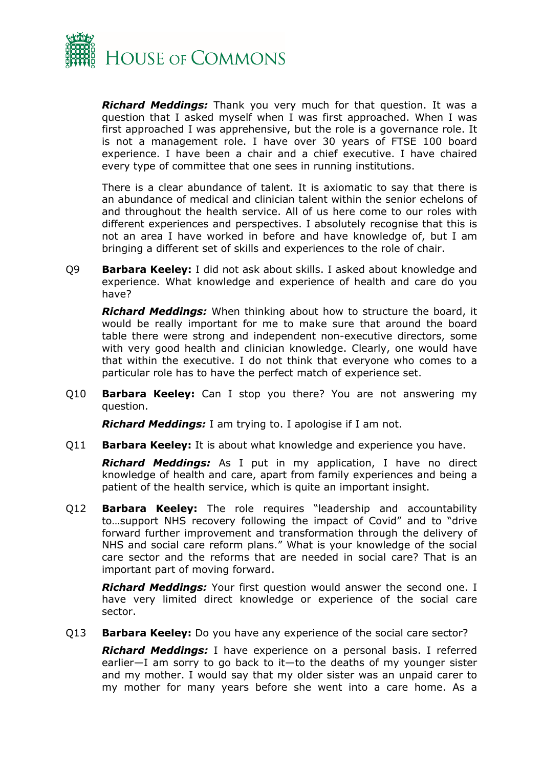***Richard Meddings:*** Thank you very much for that question. It was a question that I asked myself when I was first approached. When I was first approached I was apprehensive, but the role is a governance role. It is not a management role. I have over 30 years of FTSE 100 board experience. I have been a chair and a chief executive. I have chaired every type of committee that one sees in running institutions.

There is a clear abundance of talent. It is axiomatic to say that there is an abundance of medical and clinician talent within the senior echelons of and throughout the health service. All of us here come to our roles with different experiences and perspectives. I absolutely recognise that this is not an area I have worked in before and have knowledge of, but I am bringing a different set of skills and experiences to the role of chair.

Q9 **Barbara Keeley:** I did not ask about skills. I asked about knowledge and experience. What knowledge and experience of health and care do you have?

***Richard Meddings:*** When thinking about how to structure the board, it would be really important for me to make sure that around the board table there were strong and independent non-executive directors, some with very good health and clinician knowledge. Clearly, one would have that within the executive. I do not think that everyone who comes to a particular role has to have the perfect match of experience set.

Q10 **Barbara Keeley:** Can I stop you there? You are not answering my question.

***Richard Meddings:*** I am trying to. I apologise if I am not.

Q11 **Barbara Keeley:** It is about what knowledge and experience you have.

***Richard Meddings:*** As I put in my application, I have no direct knowledge of health and care, apart from family experiences and being a patient of the health service, which is quite an important insight.

Q12 **Barbara Keeley:** The role requires "leadership and accountability to…support NHS recovery following the impact of Covid" and to "drive forward further improvement and transformation through the delivery of NHS and social care reform plans." What is your knowledge of the social care sector and the reforms that are needed in social care? That is an important part of moving forward.

***Richard Meddings:*** Your first question would answer the second one. I have very limited direct knowledge or experience of the social care sector.

Q13 **Barbara Keeley:** Do you have any experience of the social care sector?

***Richard Meddings:*** I have experience on a personal basis. I referred earlier—I am sorry to go back to it—to the deaths of my younger sister and my mother. I would say that my older sister was an unpaid carer to my mother for many years before she went into a care home. As a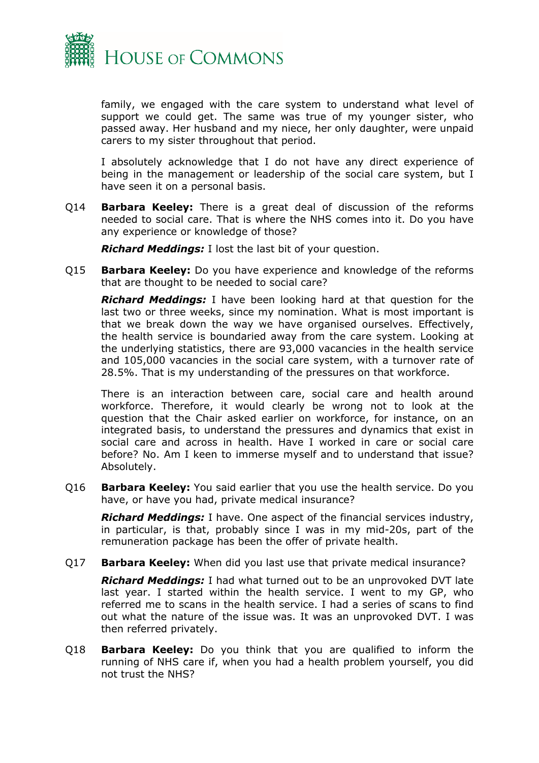family, we engaged with the care system to understand what level of support we could get. The same was true of my younger sister, who passed away. Her husband and my niece, her only daughter, were unpaid carers to my sister throughout that period.

I absolutely acknowledge that I do not have any direct experience of being in the management or leadership of the social care system, but I have seen it on a personal basis.

Q14 **Barbara Keeley:** There is a great deal of discussion of the reforms needed to social care. That is where the NHS comes into it. Do you have any experience or knowledge of those?

***Richard Meddings:*** I lost the last bit of your question.

Q15 **Barbara Keeley:** Do you have experience and knowledge of the reforms that are thought to be needed to social care?

***Richard Meddings:*** I have been looking hard at that question for the last two or three weeks, since my nomination. What is most important is that we break down the way we have organised ourselves. Effectively, the health service is boundaried away from the care system. Looking at the underlying statistics, there are 93,000 vacancies in the health service and 105,000 vacancies in the social care system, with a turnover rate of 28.5%. That is my understanding of the pressures on that workforce.

There is an interaction between care, social care and health around workforce. Therefore, it would clearly be wrong not to look at the question that the Chair asked earlier on workforce, for instance, on an integrated basis, to understand the pressures and dynamics that exist in social care and across in health. Have I worked in care or social care before? No. Am I keen to immerse myself and to understand that issue? Absolutely.

Q16 **Barbara Keeley:** You said earlier that you use the health service. Do you have, or have you had, private medical insurance?

***Richard Meddings:*** I have. One aspect of the financial services industry, in particular, is that, probably since I was in my mid-20s, part of the remuneration package has been the offer of private health.

Q17 **Barbara Keeley:** When did you last use that private medical insurance?

***Richard Meddings:*** I had what turned out to be an unprovoked DVT late last year. I started within the health service. I went to my GP, who referred me to scans in the health service. I had a series of scans to find out what the nature of the issue was. It was an unprovoked DVT. I was then referred privately.

Q18 **Barbara Keeley:** Do you think that you are qualified to inform the running of NHS care if, when you had a health problem yourself, you did not trust the NHS?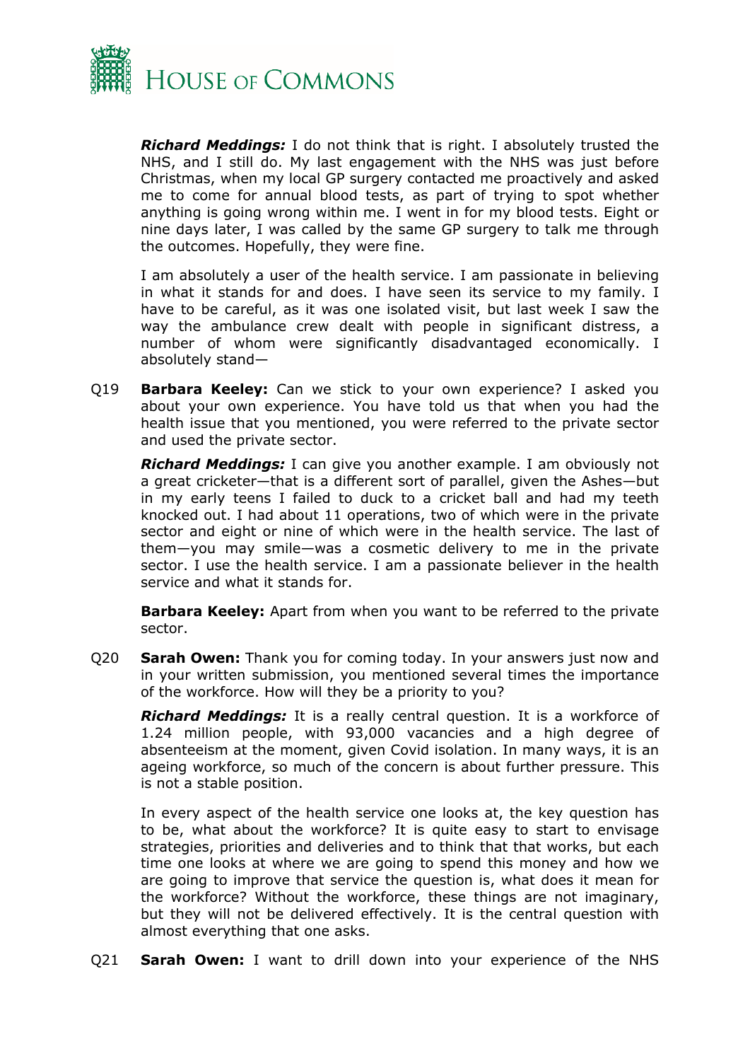***Richard Meddings:*** I do not think that is right. I absolutely trusted the NHS, and I still do. My last engagement with the NHS was just before Christmas, when my local GP surgery contacted me proactively and asked me to come for annual blood tests, as part of trying to spot whether anything is going wrong within me. I went in for my blood tests. Eight or nine days later, I was called by the same GP surgery to talk me through the outcomes. Hopefully, they were fine.

I am absolutely a user of the health service. I am passionate in believing in what it stands for and does. I have seen its service to my family. I have to be careful, as it was one isolated visit, but last week I saw the way the ambulance crew dealt with people in significant distress, a number of whom were significantly disadvantaged economically. I absolutely stand—

Q19 **Barbara Keeley:** Can we stick to your own experience? I asked you about your own experience. You have told us that when you had the health issue that you mentioned, you were referred to the private sector and used the private sector.

***Richard Meddings:*** I can give you another example. I am obviously not a great cricketer—that is a different sort of parallel, given the Ashes—but in my early teens I failed to duck to a cricket ball and had my teeth knocked out. I had about 11 operations, two of which were in the private sector and eight or nine of which were in the health service. The last of them—you may smile—was a cosmetic delivery to me in the private sector. I use the health service. I am a passionate believer in the health service and what it stands for.

**Barbara Keeley:** Apart from when you want to be referred to the private sector.

Q20 **Sarah Owen:** Thank you for coming today. In your answers just now and in your written submission, you mentioned several times the importance of the workforce. How will they be a priority to you?

***Richard Meddings:*** It is a really central question. It is a workforce of 1.24 million people, with 93,000 vacancies and a high degree of absenteeism at the moment, given Covid isolation. In many ways, it is an ageing workforce, so much of the concern is about further pressure. This is not a stable position.

In every aspect of the health service one looks at, the key question has to be, what about the workforce? It is quite easy to start to envisage strategies, priorities and deliveries and to think that that works, but each time one looks at where we are going to spend this money and how we are going to improve that service the question is, what does it mean for the workforce? Without the workforce, these things are not imaginary, but they will not be delivered effectively. It is the central question with almost everything that one asks.

Q21 **Sarah Owen:** I want to drill down into your experience of the NHS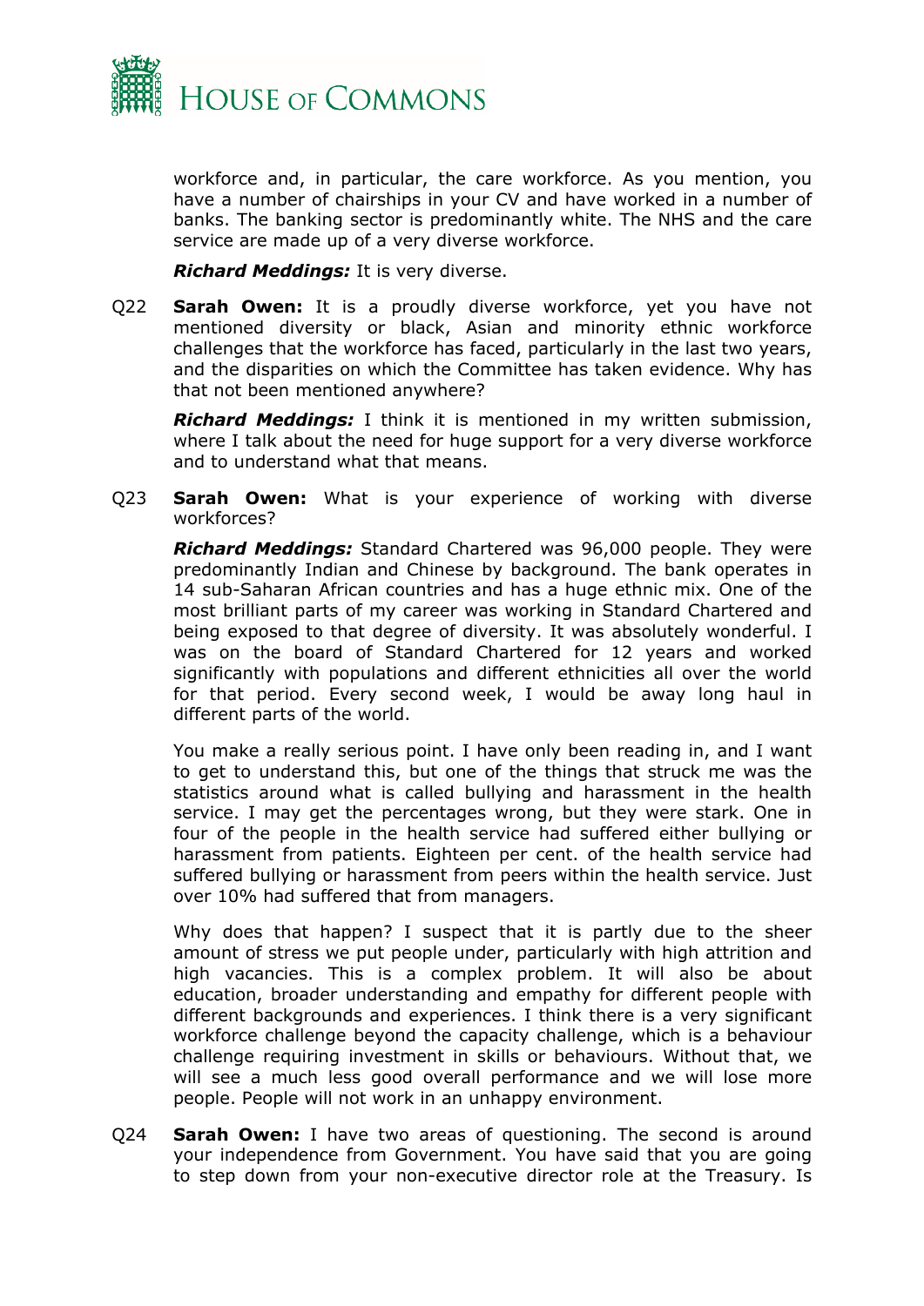workforce and, in particular, the care workforce. As you mention, you have a number of chairships in your CV and have worked in a number of banks. The banking sector is predominantly white. The NHS and the care service are made up of a very diverse workforce.

***Richard Meddings:*** It is very diverse.

Q22 **Sarah Owen:** It is a proudly diverse workforce, yet you have not mentioned diversity or black, Asian and minority ethnic workforce challenges that the workforce has faced, particularly in the last two years, and the disparities on which the Committee has taken evidence. Why has that not been mentioned anywhere?

***Richard Meddings:*** I think it is mentioned in my written submission, where I talk about the need for huge support for a very diverse workforce and to understand what that means.

Q23 **Sarah Owen:** What is your experience of working with diverse workforces?

***Richard Meddings:*** Standard Chartered was 96,000 people. They were predominantly Indian and Chinese by background. The bank operates in 14 sub-Saharan African countries and has a huge ethnic mix. One of the most brilliant parts of my career was working in Standard Chartered and being exposed to that degree of diversity. It was absolutely wonderful. I was on the board of Standard Chartered for 12 years and worked significantly with populations and different ethnicities all over the world for that period. Every second week, I would be away long haul in different parts of the world.

You make a really serious point. I have only been reading in, and I want to get to understand this, but one of the things that struck me was the statistics around what is called bullying and harassment in the health service. I may get the percentages wrong, but they were stark. One in four of the people in the health service had suffered either bullying or harassment from patients. Eighteen per cent. of the health service had suffered bullying or harassment from peers within the health service. Just over 10% had suffered that from managers.

Why does that happen? I suspect that it is partly due to the sheer amount of stress we put people under, particularly with high attrition and high vacancies. This is a complex problem. It will also be about education, broader understanding and empathy for different people with different backgrounds and experiences. I think there is a very significant workforce challenge beyond the capacity challenge, which is a behaviour challenge requiring investment in skills or behaviours. Without that, we will see a much less good overall performance and we will lose more people. People will not work in an unhappy environment.

Q24 **Sarah Owen:** I have two areas of questioning. The second is around your independence from Government. You have said that you are going to step down from your non-executive director role at the Treasury. Is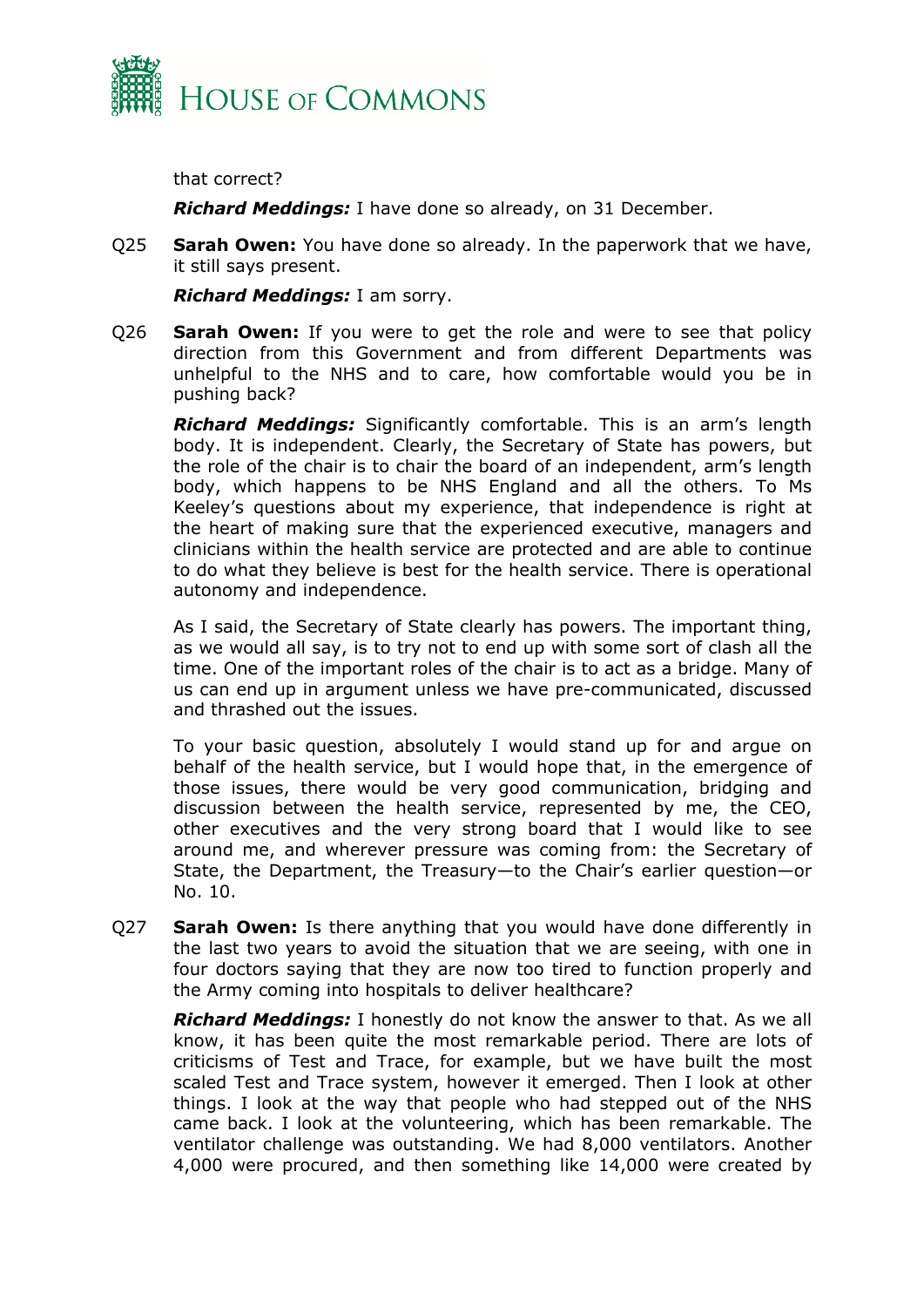that correct?

***Richard Meddings:*** I have done so already, on 31 December.

Q25 **Sarah Owen:** You have done so already. In the paperwork that we have, it still says present.

***Richard Meddings:*** I am sorry.

Q26 **Sarah Owen:** If you were to get the role and were to see that policy direction from this Government and from different Departments was unhelpful to the NHS and to care, how comfortable would you be in pushing back?

***Richard Meddings:*** Significantly comfortable. This is an arm's length body. It is independent. Clearly, the Secretary of State has powers, but the role of the chair is to chair the board of an independent, arm's length body, which happens to be NHS England and all the others. To Ms Keeley's questions about my experience, that independence is right at the heart of making sure that the experienced executive, managers and clinicians within the health service are protected and are able to continue to do what they believe is best for the health service. There is operational autonomy and independence.

As I said, the Secretary of State clearly has powers. The important thing, as we would all say, is to try not to end up with some sort of clash all the time. One of the important roles of the chair is to act as a bridge. Many of us can end up in argument unless we have pre-communicated, discussed and thrashed out the issues.

To your basic question, absolutely I would stand up for and argue on behalf of the health service, but I would hope that, in the emergence of those issues, there would be very good communication, bridging and discussion between the health service, represented by me, the CEO, other executives and the very strong board that I would like to see around me, and wherever pressure was coming from: the Secretary of State, the Department, the Treasury—to the Chair's earlier question—or No. 10.

Q27 **Sarah Owen:** Is there anything that you would have done differently in the last two years to avoid the situation that we are seeing, with one in four doctors saying that they are now too tired to function properly and the Army coming into hospitals to deliver healthcare?

***Richard Meddings:*** I honestly do not know the answer to that. As we all know, it has been quite the most remarkable period. There are lots of criticisms of Test and Trace, for example, but we have built the most scaled Test and Trace system, however it emerged. Then I look at other things. I look at the way that people who had stepped out of the NHS came back. I look at the volunteering, which has been remarkable. The ventilator challenge was outstanding. We had 8,000 ventilators. Another 4,000 were procured, and then something like 14,000 were created by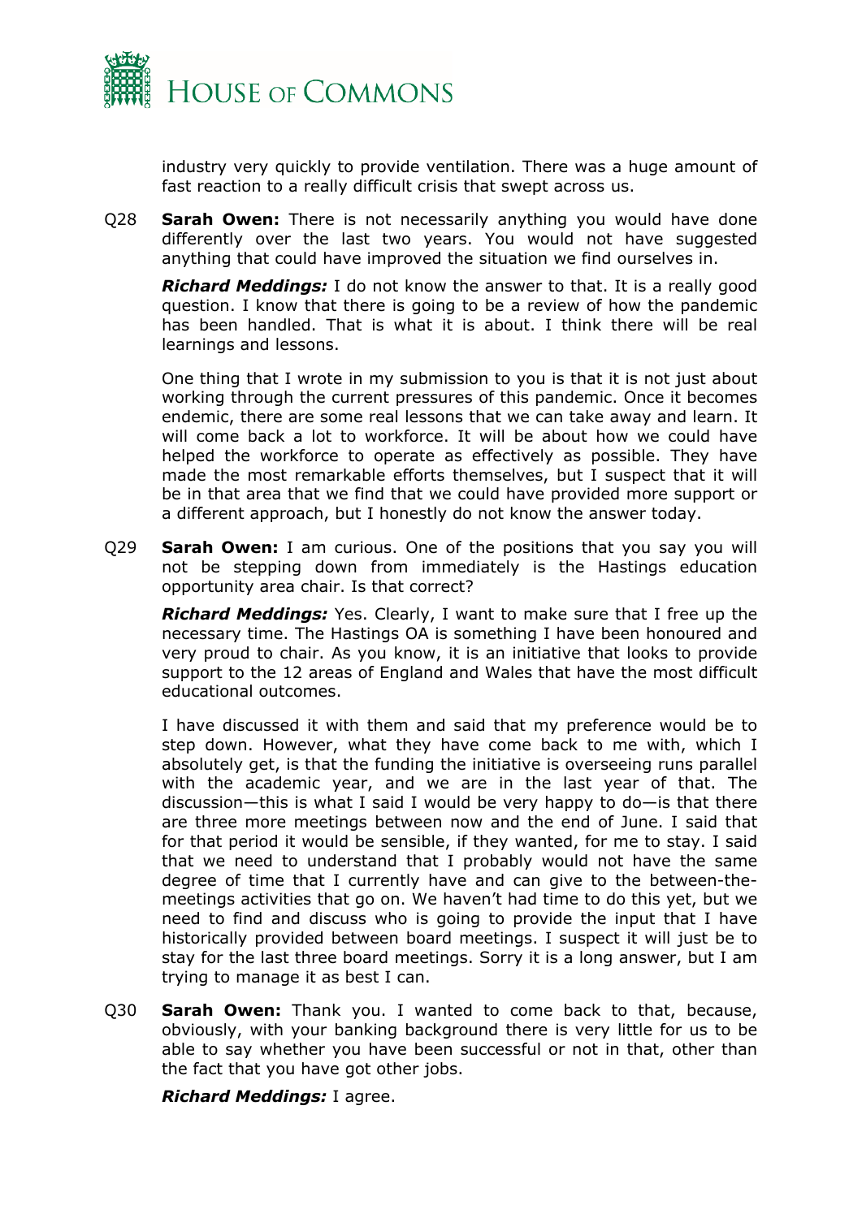industry very quickly to provide ventilation. There was a huge amount of fast reaction to a really difficult crisis that swept across us.

Q28 **Sarah Owen:** There is not necessarily anything you would have done differently over the last two years. You would not have suggested anything that could have improved the situation we find ourselves in.

***Richard Meddings:*** I do not know the answer to that. It is a really good question. I know that there is going to be a review of how the pandemic has been handled. That is what it is about. I think there will be real learnings and lessons.

One thing that I wrote in my submission to you is that it is not just about working through the current pressures of this pandemic. Once it becomes endemic, there are some real lessons that we can take away and learn. It will come back a lot to workforce. It will be about how we could have helped the workforce to operate as effectively as possible. They have made the most remarkable efforts themselves, but I suspect that it will be in that area that we find that we could have provided more support or a different approach, but I honestly do not know the answer today.

Q29 **Sarah Owen:** I am curious. One of the positions that you say you will not be stepping down from immediately is the Hastings education opportunity area chair. Is that correct?

***Richard Meddings:*** Yes. Clearly, I want to make sure that I free up the necessary time. The Hastings OA is something I have been honoured and very proud to chair. As you know, it is an initiative that looks to provide support to the 12 areas of England and Wales that have the most difficult educational outcomes.

I have discussed it with them and said that my preference would be to step down. However, what they have come back to me with, which I absolutely get, is that the funding the initiative is overseeing runs parallel with the academic year, and we are in the last year of that. The discussion—this is what I said I would be very happy to do—is that there are three more meetings between now and the end of June. I said that for that period it would be sensible, if they wanted, for me to stay. I said that we need to understand that I probably would not have the same degree of time that I currently have and can give to the between-the-meetings activities that go on. We haven't had time to do this yet, but we need to find and discuss who is going to provide the input that I have historically provided between board meetings. I suspect it will just be to stay for the last three board meetings. Sorry it is a long answer, but I am trying to manage it as best I can.

Q30 **Sarah Owen:** Thank you. I wanted to come back to that, because, obviously, with your banking background there is very little for us to be able to say whether you have been successful or not in that, other than the fact that you have got other jobs.

***Richard Meddings:*** I agree.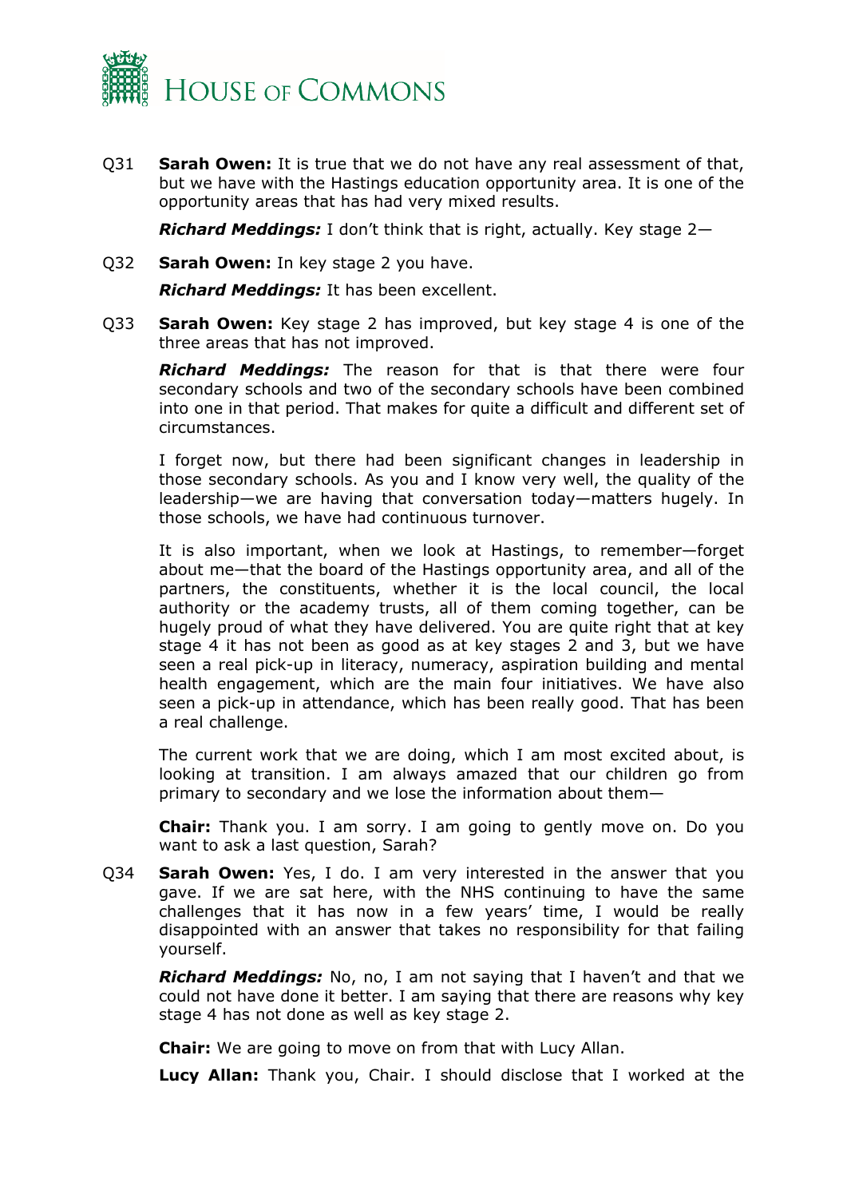Q31 **Sarah Owen:** It is true that we do not have any real assessment of that, but we have with the Hastings education opportunity area. It is one of the opportunity areas that has had very mixed results.

***Richard Meddings:*** I don't think that is right, actually. Key stage 2—

Q32 **Sarah Owen:** In key stage 2 you have.

***Richard Meddings:*** It has been excellent.

Q33 **Sarah Owen:** Key stage 2 has improved, but key stage 4 is one of the three areas that has not improved.

***Richard Meddings:*** The reason for that is that there were four secondary schools and two of the secondary schools have been combined into one in that period. That makes for quite a difficult and different set of circumstances.

I forget now, but there had been significant changes in leadership in those secondary schools. As you and I know very well, the quality of the leadership—we are having that conversation today—matters hugely. In those schools, we have had continuous turnover.

It is also important, when we look at Hastings, to remember—forget about me—that the board of the Hastings opportunity area, and all of the partners, the constituents, whether it is the local council, the local authority or the academy trusts, all of them coming together, can be hugely proud of what they have delivered. You are quite right that at key stage 4 it has not been as good as at key stages 2 and 3, but we have seen a real pick-up in literacy, numeracy, aspiration building and mental health engagement, which are the main four initiatives. We have also seen a pick-up in attendance, which has been really good. That has been a real challenge.

The current work that we are doing, which I am most excited about, is looking at transition. I am always amazed that our children go from primary to secondary and we lose the information about them—

**Chair:** Thank you. I am sorry. I am going to gently move on. Do you want to ask a last question, Sarah?

Q34 **Sarah Owen:** Yes, I do. I am very interested in the answer that you gave. If we are sat here, with the NHS continuing to have the same challenges that it has now in a few years' time, I would be really disappointed with an answer that takes no responsibility for that failing yourself.

***Richard Meddings:*** No, no, I am not saying that I haven't and that we could not have done it better. I am saying that there are reasons why key stage 4 has not done as well as key stage 2.

**Chair:** We are going to move on from that with Lucy Allan.

**Lucy Allan:** Thank you, Chair. I should disclose that I worked at the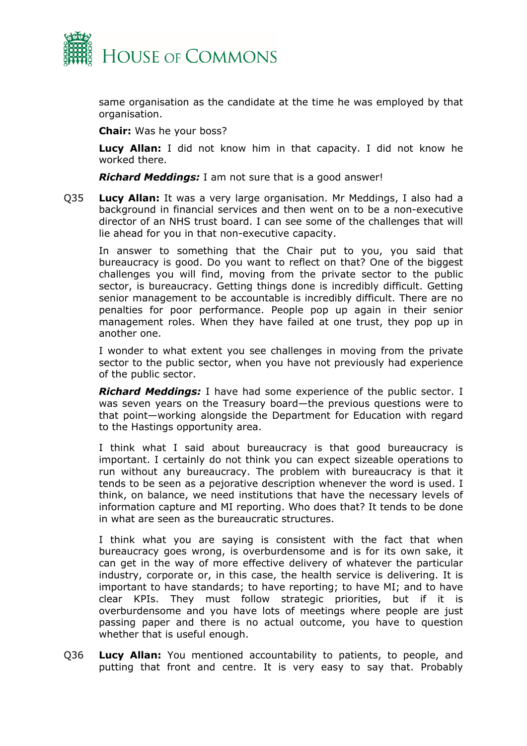same organisation as the candidate at the time he was employed by that organisation.

**Chair:** Was he your boss?

**Lucy Allan:** I did not know him in that capacity. I did not know he worked there.

***Richard Meddings:*** I am not sure that is a good answer!

Q35 **Lucy Allan:** It was a very large organisation. Mr Meddings, I also had a background in financial services and then went on to be a non-executive director of an NHS trust board. I can see some of the challenges that will lie ahead for you in that non-executive capacity.

In answer to something that the Chair put to you, you said that bureaucracy is good. Do you want to reflect on that? One of the biggest challenges you will find, moving from the private sector to the public sector, is bureaucracy. Getting things done is incredibly difficult. Getting senior management to be accountable is incredibly difficult. There are no penalties for poor performance. People pop up again in their senior management roles. When they have failed at one trust, they pop up in another one.

I wonder to what extent you see challenges in moving from the private sector to the public sector, when you have not previously had experience of the public sector.

***Richard Meddings:*** I have had some experience of the public sector. I was seven years on the Treasury board—the previous questions were to that point—working alongside the Department for Education with regard to the Hastings opportunity area.

I think what I said about bureaucracy is that good bureaucracy is important. I certainly do not think you can expect sizeable operations to run without any bureaucracy. The problem with bureaucracy is that it tends to be seen as a pejorative description whenever the word is used. I think, on balance, we need institutions that have the necessary levels of information capture and MI reporting. Who does that? It tends to be done in what are seen as the bureaucratic structures.

I think what you are saying is consistent with the fact that when bureaucracy goes wrong, is overburdensome and is for its own sake, it can get in the way of more effective delivery of whatever the particular industry, corporate or, in this case, the health service is delivering. It is important to have standards; to have reporting; to have MI; and to have clear KPIs. They must follow strategic priorities, but if it is overburdensome and you have lots of meetings where people are just passing paper and there is no actual outcome, you have to question whether that is useful enough.

Q36 **Lucy Allan:** You mentioned accountability to patients, to people, and putting that front and centre. It is very easy to say that. Probably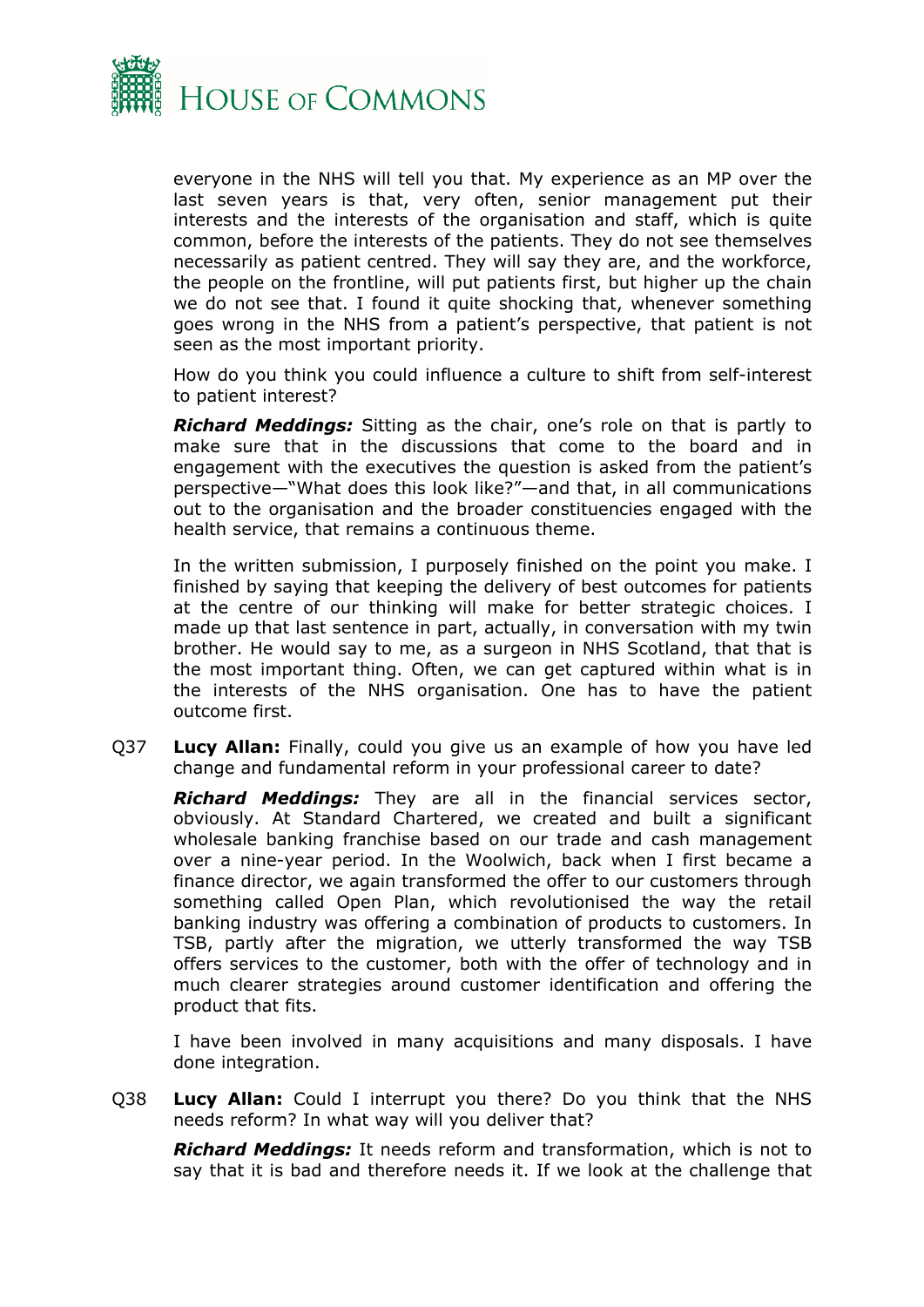everyone in the NHS will tell you that. My experience as an MP over the last seven years is that, very often, senior management put their interests and the interests of the organisation and staff, which is quite common, before the interests of the patients. They do not see themselves necessarily as patient centred. They will say they are, and the workforce, the people on the frontline, will put patients first, but higher up the chain we do not see that. I found it quite shocking that, whenever something goes wrong in the NHS from a patient's perspective, that patient is not seen as the most important priority.

How do you think you could influence a culture to shift from self-interest to patient interest?

***Richard Meddings:*** Sitting as the chair, one's role on that is partly to make sure that in the discussions that come to the board and in engagement with the executives the question is asked from the patient's perspective—"What does this look like?"—and that, in all communications out to the organisation and the broader constituencies engaged with the health service, that remains a continuous theme.

In the written submission, I purposely finished on the point you make. I finished by saying that keeping the delivery of best outcomes for patients at the centre of our thinking will make for better strategic choices. I made up that last sentence in part, actually, in conversation with my twin brother. He would say to me, as a surgeon in NHS Scotland, that that is the most important thing. Often, we can get captured within what is in the interests of the NHS organisation. One has to have the patient outcome first.

Q37 **Lucy Allan:** Finally, could you give us an example of how you have led change and fundamental reform in your professional career to date?

***Richard Meddings:*** They are all in the financial services sector, obviously. At Standard Chartered, we created and built a significant wholesale banking franchise based on our trade and cash management over a nine-year period. In the Woolwich, back when I first became a finance director, we again transformed the offer to our customers through something called Open Plan, which revolutionised the way the retail banking industry was offering a combination of products to customers. In TSB, partly after the migration, we utterly transformed the way TSB offers services to the customer, both with the offer of technology and in much clearer strategies around customer identification and offering the product that fits.

I have been involved in many acquisitions and many disposals. I have done integration.

Q38 **Lucy Allan:** Could I interrupt you there? Do you think that the NHS needs reform? In what way will you deliver that?

***Richard Meddings:*** It needs reform and transformation, which is not to say that it is bad and therefore needs it. If we look at the challenge that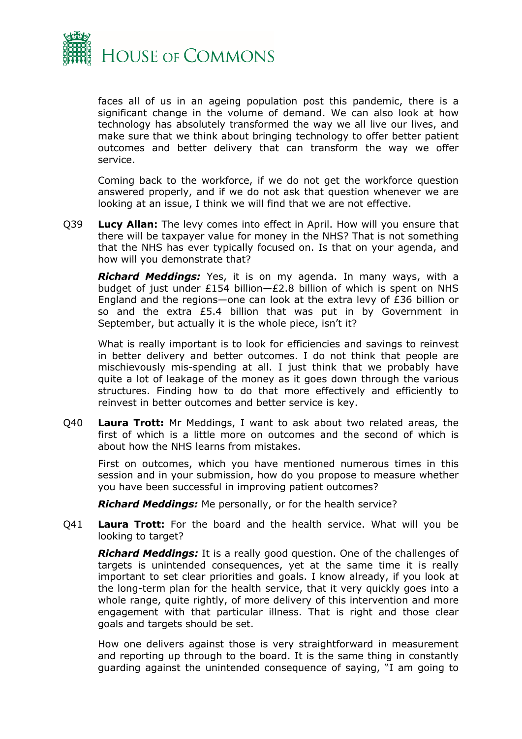faces all of us in an ageing population post this pandemic, there is a significant change in the volume of demand. We can also look at how technology has absolutely transformed the way we all live our lives, and make sure that we think about bringing technology to offer better patient outcomes and better delivery that can transform the way we offer service.

Coming back to the workforce, if we do not get the workforce question answered properly, and if we do not ask that question whenever we are looking at an issue, I think we will find that we are not effective.

Q39 **Lucy Allan:** The levy comes into effect in April. How will you ensure that there will be taxpayer value for money in the NHS? That is not something that the NHS has ever typically focused on. Is that on your agenda, and how will you demonstrate that?

***Richard Meddings:*** Yes, it is on my agenda. In many ways, with a budget of just under £154 billion—£2.8 billion of which is spent on NHS England and the regions—one can look at the extra levy of £36 billion or so and the extra £5.4 billion that was put in by Government in September, but actually it is the whole piece, isn't it?

What is really important is to look for efficiencies and savings to reinvest in better delivery and better outcomes. I do not think that people are mischievously mis-spending at all. I just think that we probably have quite a lot of leakage of the money as it goes down through the various structures. Finding how to do that more effectively and efficiently to reinvest in better outcomes and better service is key.

Q40 **Laura Trott:** Mr Meddings, I want to ask about two related areas, the first of which is a little more on outcomes and the second of which is about how the NHS learns from mistakes.

First on outcomes, which you have mentioned numerous times in this session and in your submission, how do you propose to measure whether you have been successful in improving patient outcomes?

***Richard Meddings:*** Me personally, or for the health service?

Q41 **Laura Trott:** For the board and the health service. What will you be looking to target?

***Richard Meddings:*** It is a really good question. One of the challenges of targets is unintended consequences, yet at the same time it is really important to set clear priorities and goals. I know already, if you look at the long-term plan for the health service, that it very quickly goes into a whole range, quite rightly, of more delivery of this intervention and more engagement with that particular illness. That is right and those clear goals and targets should be set.

How one delivers against those is very straightforward in measurement and reporting up through to the board. It is the same thing in constantly guarding against the unintended consequence of saying, "I am going to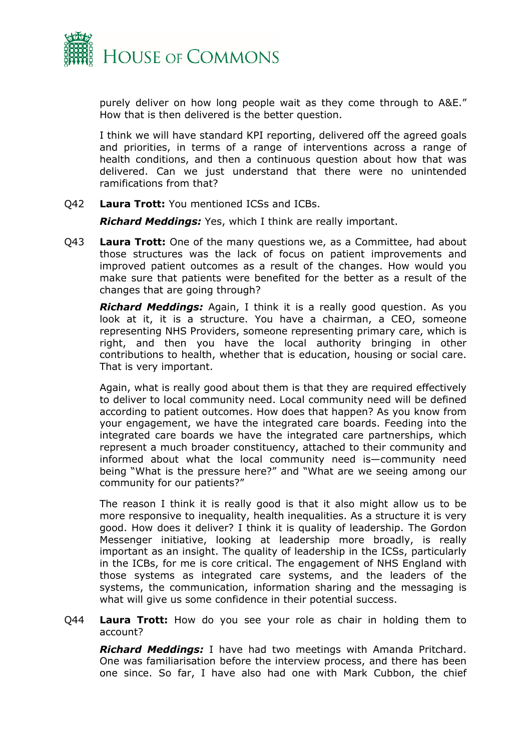purely deliver on how long people wait as they come through to A&E." How that is then delivered is the better question.

I think we will have standard KPI reporting, delivered off the agreed goals and priorities, in terms of a range of interventions across a range of health conditions, and then a continuous question about how that was delivered. Can we just understand that there were no unintended ramifications from that?

Q42 **Laura Trott:** You mentioned ICSs and ICBs.

***Richard Meddings:*** Yes, which I think are really important.

Q43 **Laura Trott:** One of the many questions we, as a Committee, had about those structures was the lack of focus on patient improvements and improved patient outcomes as a result of the changes. How would you make sure that patients were benefited for the better as a result of the changes that are going through?

***Richard Meddings:*** Again, I think it is a really good question. As you look at it, it is a structure. You have a chairman, a CEO, someone representing NHS Providers, someone representing primary care, which is right, and then you have the local authority bringing in other contributions to health, whether that is education, housing or social care. That is very important.

Again, what is really good about them is that they are required effectively to deliver to local community need. Local community need will be defined according to patient outcomes. How does that happen? As you know from your engagement, we have the integrated care boards. Feeding into the integrated care boards we have the integrated care partnerships, which represent a much broader constituency, attached to their community and informed about what the local community need is—community need being "What is the pressure here?" and "What are we seeing among our community for our patients?"

The reason I think it is really good is that it also might allow us to be more responsive to inequality, health inequalities. As a structure it is very good. How does it deliver? I think it is quality of leadership. The Gordon Messenger initiative, looking at leadership more broadly, is really important as an insight. The quality of leadership in the ICSs, particularly in the ICBs, for me is core critical. The engagement of NHS England with those systems as integrated care systems, and the leaders of the systems, the communication, information sharing and the messaging is what will give us some confidence in their potential success.

Q44 **Laura Trott:** How do you see your role as chair in holding them to account?

***Richard Meddings:*** I have had two meetings with Amanda Pritchard. One was familiarisation before the interview process, and there has been one since. So far, I have also had one with Mark Cubbon, the chief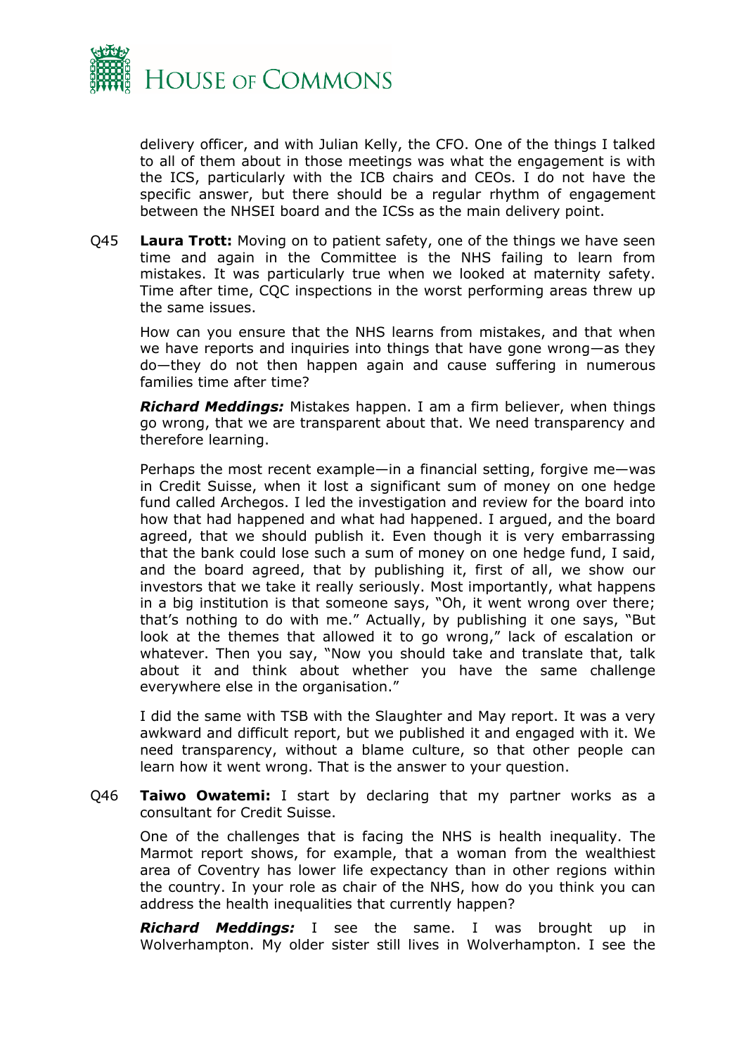delivery officer, and with Julian Kelly, the CFO. One of the things I talked to all of them about in those meetings was what the engagement is with the ICS, particularly with the ICB chairs and CEOs. I do not have the specific answer, but there should be a regular rhythm of engagement between the NHSEI board and the ICSs as the main delivery point.

Q45 **Laura Trott:** Moving on to patient safety, one of the things we have seen time and again in the Committee is the NHS failing to learn from mistakes. It was particularly true when we looked at maternity safety. Time after time, CQC inspections in the worst performing areas threw up the same issues.

How can you ensure that the NHS learns from mistakes, and that when we have reports and inquiries into things that have gone wrong—as they do—they do not then happen again and cause suffering in numerous families time after time?

***Richard Meddings:*** Mistakes happen. I am a firm believer, when things go wrong, that we are transparent about that. We need transparency and therefore learning.

Perhaps the most recent example—in a financial setting, forgive me—was in Credit Suisse, when it lost a significant sum of money on one hedge fund called Archegos. I led the investigation and review for the board into how that had happened and what had happened. I argued, and the board agreed, that we should publish it. Even though it is very embarrassing that the bank could lose such a sum of money on one hedge fund, I said, and the board agreed, that by publishing it, first of all, we show our investors that we take it really seriously. Most importantly, what happens in a big institution is that someone says, "Oh, it went wrong over there; that's nothing to do with me." Actually, by publishing it one says, "But look at the themes that allowed it to go wrong," lack of escalation or whatever. Then you say, "Now you should take and translate that, talk about it and think about whether you have the same challenge everywhere else in the organisation."

I did the same with TSB with the Slaughter and May report. It was a very awkward and difficult report, but we published it and engaged with it. We need transparency, without a blame culture, so that other people can learn how it went wrong. That is the answer to your question.

Q46 **Taiwo Owatemi:** I start by declaring that my partner works as a consultant for Credit Suisse.

One of the challenges that is facing the NHS is health inequality. The Marmot report shows, for example, that a woman from the wealthiest area of Coventry has lower life expectancy than in other regions within the country. In your role as chair of the NHS, how do you think you can address the health inequalities that currently happen?

***Richard Meddings:*** I see the same. I was brought up in Wolverhampton. My older sister still lives in Wolverhampton. I see the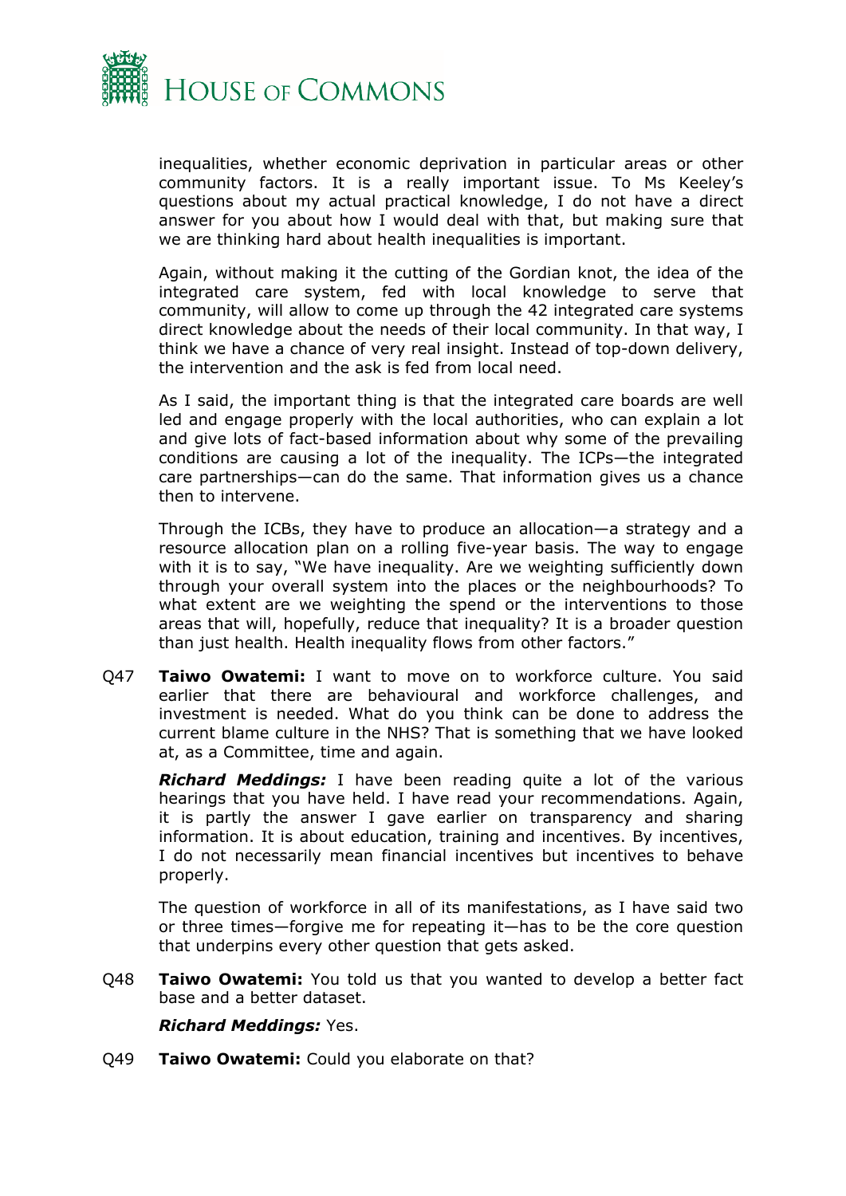inequalities, whether economic deprivation in particular areas or other community factors. It is a really important issue. To Ms Keeley's questions about my actual practical knowledge, I do not have a direct answer for you about how I would deal with that, but making sure that we are thinking hard about health inequalities is important.

Again, without making it the cutting of the Gordian knot, the idea of the integrated care system, fed with local knowledge to serve that community, will allow to come up through the 42 integrated care systems direct knowledge about the needs of their local community. In that way, I think we have a chance of very real insight. Instead of top-down delivery, the intervention and the ask is fed from local need.

As I said, the important thing is that the integrated care boards are well led and engage properly with the local authorities, who can explain a lot and give lots of fact-based information about why some of the prevailing conditions are causing a lot of the inequality. The ICPs—the integrated care partnerships—can do the same. That information gives us a chance then to intervene.

Through the ICBs, they have to produce an allocation—a strategy and a resource allocation plan on a rolling five-year basis. The way to engage with it is to say, "We have inequality. Are we weighting sufficiently down through your overall system into the places or the neighbourhoods? To what extent are we weighting the spend or the interventions to those areas that will, hopefully, reduce that inequality? It is a broader question than just health. Health inequality flows from other factors."

Q47 **Taiwo Owatemi:** I want to move on to workforce culture. You said earlier that there are behavioural and workforce challenges, and investment is needed. What do you think can be done to address the current blame culture in the NHS? That is something that we have looked at, as a Committee, time and again.

***Richard Meddings:*** I have been reading quite a lot of the various hearings that you have held. I have read your recommendations. Again, it is partly the answer I gave earlier on transparency and sharing information. It is about education, training and incentives. By incentives, I do not necessarily mean financial incentives but incentives to behave properly.

The question of workforce in all of its manifestations, as I have said two or three times—forgive me for repeating it—has to be the core question that underpins every other question that gets asked.

Q48 **Taiwo Owatemi:** You told us that you wanted to develop a better fact base and a better dataset.

***Richard Meddings:*** Yes.

Q49 **Taiwo Owatemi:** Could you elaborate on that?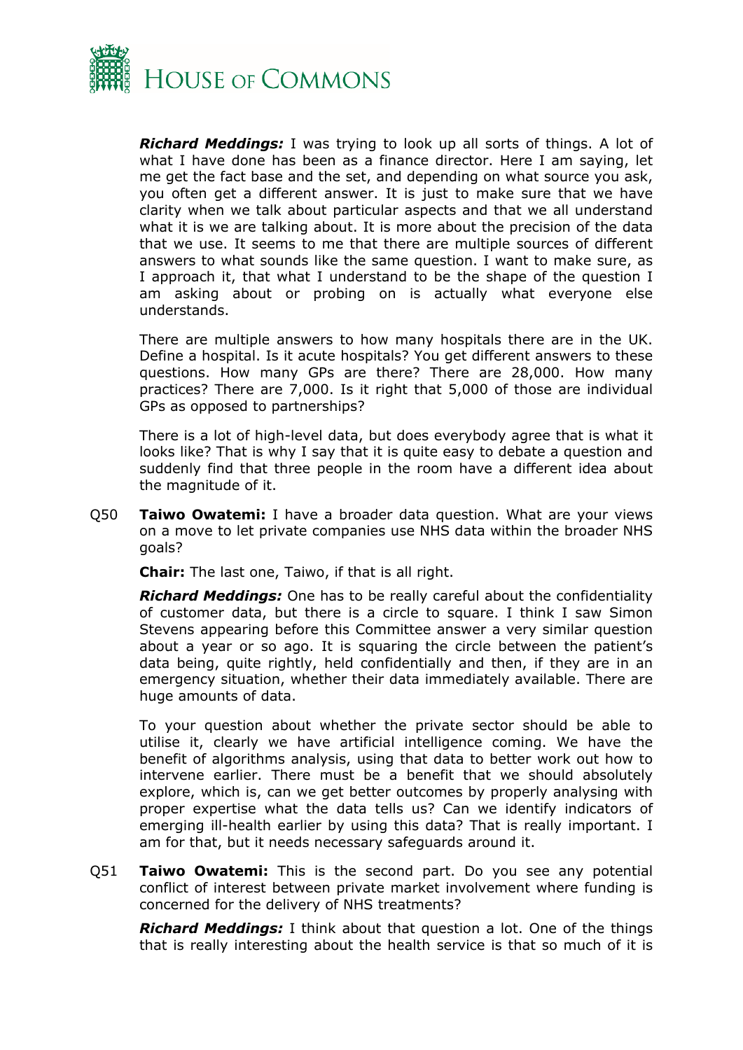***Richard Meddings:*** I was trying to look up all sorts of things. A lot of what I have done has been as a finance director. Here I am saying, let me get the fact base and the set, and depending on what source you ask, you often get a different answer. It is just to make sure that we have clarity when we talk about particular aspects and that we all understand what it is we are talking about. It is more about the precision of the data that we use. It seems to me that there are multiple sources of different answers to what sounds like the same question. I want to make sure, as I approach it, that what I understand to be the shape of the question I am asking about or probing on is actually what everyone else understands.

There are multiple answers to how many hospitals there are in the UK. Define a hospital. Is it acute hospitals? You get different answers to these questions. How many GPs are there? There are 28,000. How many practices? There are 7,000. Is it right that 5,000 of those are individual GPs as opposed to partnerships?

There is a lot of high-level data, but does everybody agree that is what it looks like? That is why I say that it is quite easy to debate a question and suddenly find that three people in the room have a different idea about the magnitude of it.

Q50 **Taiwo Owatemi:** I have a broader data question. What are your views on a move to let private companies use NHS data within the broader NHS goals?

**Chair:** The last one, Taiwo, if that is all right.

***Richard Meddings:*** One has to be really careful about the confidentiality of customer data, but there is a circle to square. I think I saw Simon Stevens appearing before this Committee answer a very similar question about a year or so ago. It is squaring the circle between the patient's data being, quite rightly, held confidentially and then, if they are in an emergency situation, whether their data immediately available. There are huge amounts of data.

To your question about whether the private sector should be able to utilise it, clearly we have artificial intelligence coming. We have the benefit of algorithms analysis, using that data to better work out how to intervene earlier. There must be a benefit that we should absolutely explore, which is, can we get better outcomes by properly analysing with proper expertise what the data tells us? Can we identify indicators of emerging ill-health earlier by using this data? That is really important. I am for that, but it needs necessary safeguards around it.

Q51 **Taiwo Owatemi:** This is the second part. Do you see any potential conflict of interest between private market involvement where funding is concerned for the delivery of NHS treatments?

***Richard Meddings:*** I think about that question a lot. One of the things that is really interesting about the health service is that so much of it is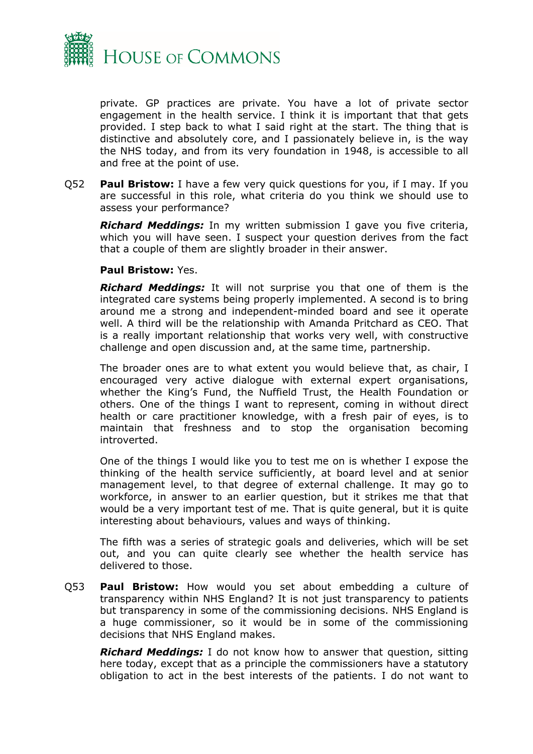private. GP practices are private. You have a lot of private sector engagement in the health service. I think it is important that that gets provided. I step back to what I said right at the start. The thing that is distinctive and absolutely core, and I passionately believe in, is the way the NHS today, and from its very foundation in 1948, is accessible to all and free at the point of use.

Q52 **Paul Bristow:** I have a few very quick questions for you, if I may. If you are successful in this role, what criteria do you think we should use to assess your performance?

***Richard Meddings:*** In my written submission I gave you five criteria, which you will have seen. I suspect your question derives from the fact that a couple of them are slightly broader in their answer.

**Paul Bristow:** Yes.

***Richard Meddings:*** It will not surprise you that one of them is the integrated care systems being properly implemented. A second is to bring around me a strong and independent-minded board and see it operate well. A third will be the relationship with Amanda Pritchard as CEO. That is a really important relationship that works very well, with constructive challenge and open discussion and, at the same time, partnership.

The broader ones are to what extent you would believe that, as chair, I encouraged very active dialogue with external expert organisations, whether the King's Fund, the Nuffield Trust, the Health Foundation or others. One of the things I want to represent, coming in without direct health or care practitioner knowledge, with a fresh pair of eyes, is to maintain that freshness and to stop the organisation becoming introverted.

One of the things I would like you to test me on is whether I expose the thinking of the health service sufficiently, at board level and at senior management level, to that degree of external challenge. It may go to workforce, in answer to an earlier question, but it strikes me that that would be a very important test of me. That is quite general, but it is quite interesting about behaviours, values and ways of thinking.

The fifth was a series of strategic goals and deliveries, which will be set out, and you can quite clearly see whether the health service has delivered to those.

Q53 **Paul Bristow:** How would you set about embedding a culture of transparency within NHS England? It is not just transparency to patients but transparency in some of the commissioning decisions. NHS England is a huge commissioner, so it would be in some of the commissioning decisions that NHS England makes.

***Richard Meddings:*** I do not know how to answer that question, sitting here today, except that as a principle the commissioners have a statutory obligation to act in the best interests of the patients. I do not want to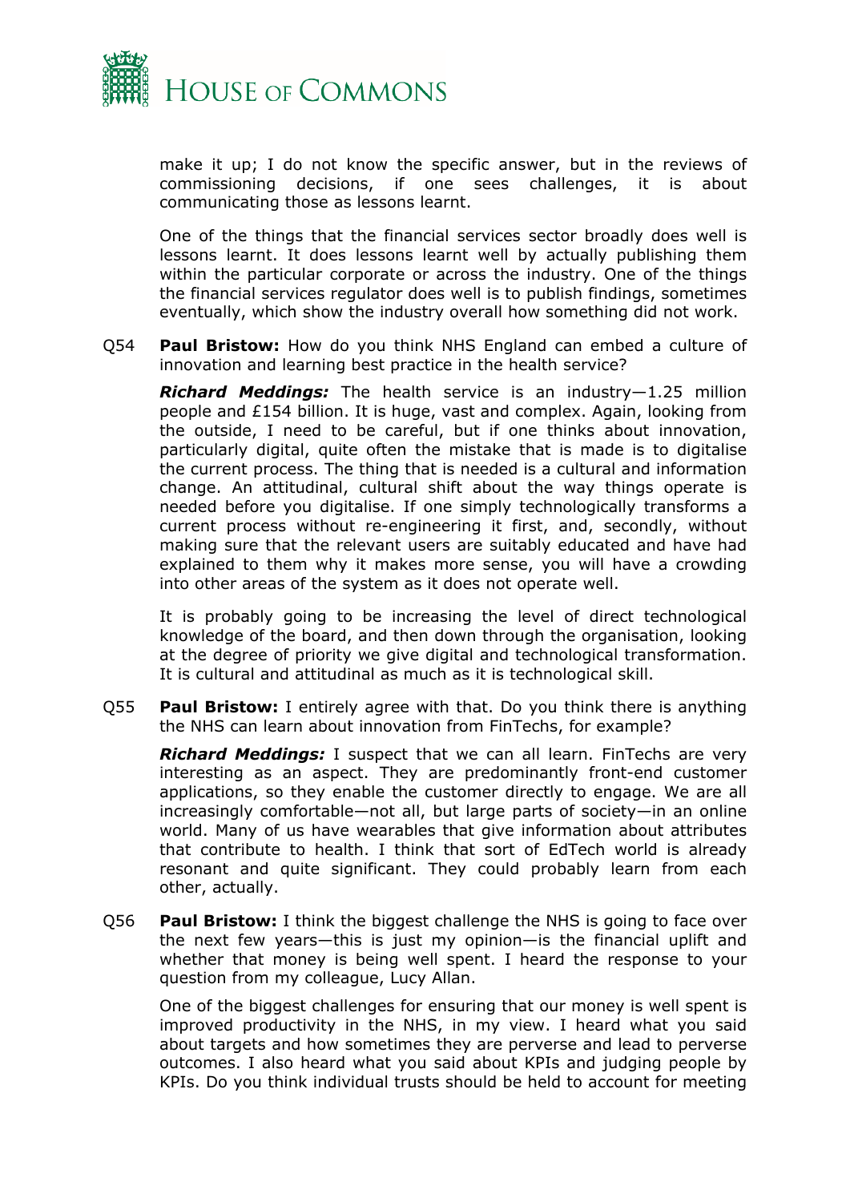make it up; I do not know the specific answer, but in the reviews of commissioning decisions, if one sees challenges, it is about communicating those as lessons learnt.

One of the things that the financial services sector broadly does well is lessons learnt. It does lessons learnt well by actually publishing them within the particular corporate or across the industry. One of the things the financial services regulator does well is to publish findings, sometimes eventually, which show the industry overall how something did not work.

Q54 **Paul Bristow:** How do you think NHS England can embed a culture of innovation and learning best practice in the health service?

***Richard Meddings:*** The health service is an industry—1.25 million people and £154 billion. It is huge, vast and complex. Again, looking from the outside, I need to be careful, but if one thinks about innovation, particularly digital, quite often the mistake that is made is to digitalise the current process. The thing that is needed is a cultural and information change. An attitudinal, cultural shift about the way things operate is needed before you digitalise. If one simply technologically transforms a current process without re-engineering it first, and, secondly, without making sure that the relevant users are suitably educated and have had explained to them why it makes more sense, you will have a crowding into other areas of the system as it does not operate well.

It is probably going to be increasing the level of direct technological knowledge of the board, and then down through the organisation, looking at the degree of priority we give digital and technological transformation. It is cultural and attitudinal as much as it is technological skill.

Q55 **Paul Bristow:** I entirely agree with that. Do you think there is anything the NHS can learn about innovation from FinTechs, for example?

***Richard Meddings:*** I suspect that we can all learn. FinTechs are very interesting as an aspect. They are predominantly front-end customer applications, so they enable the customer directly to engage. We are all increasingly comfortable—not all, but large parts of society—in an online world. Many of us have wearables that give information about attributes that contribute to health. I think that sort of EdTech world is already resonant and quite significant. They could probably learn from each other, actually.

Q56 **Paul Bristow:** I think the biggest challenge the NHS is going to face over the next few years—this is just my opinion—is the financial uplift and whether that money is being well spent. I heard the response to your question from my colleague, Lucy Allan.

One of the biggest challenges for ensuring that our money is well spent is improved productivity in the NHS, in my view. I heard what you said about targets and how sometimes they are perverse and lead to perverse outcomes. I also heard what you said about KPIs and judging people by KPIs. Do you think individual trusts should be held to account for meeting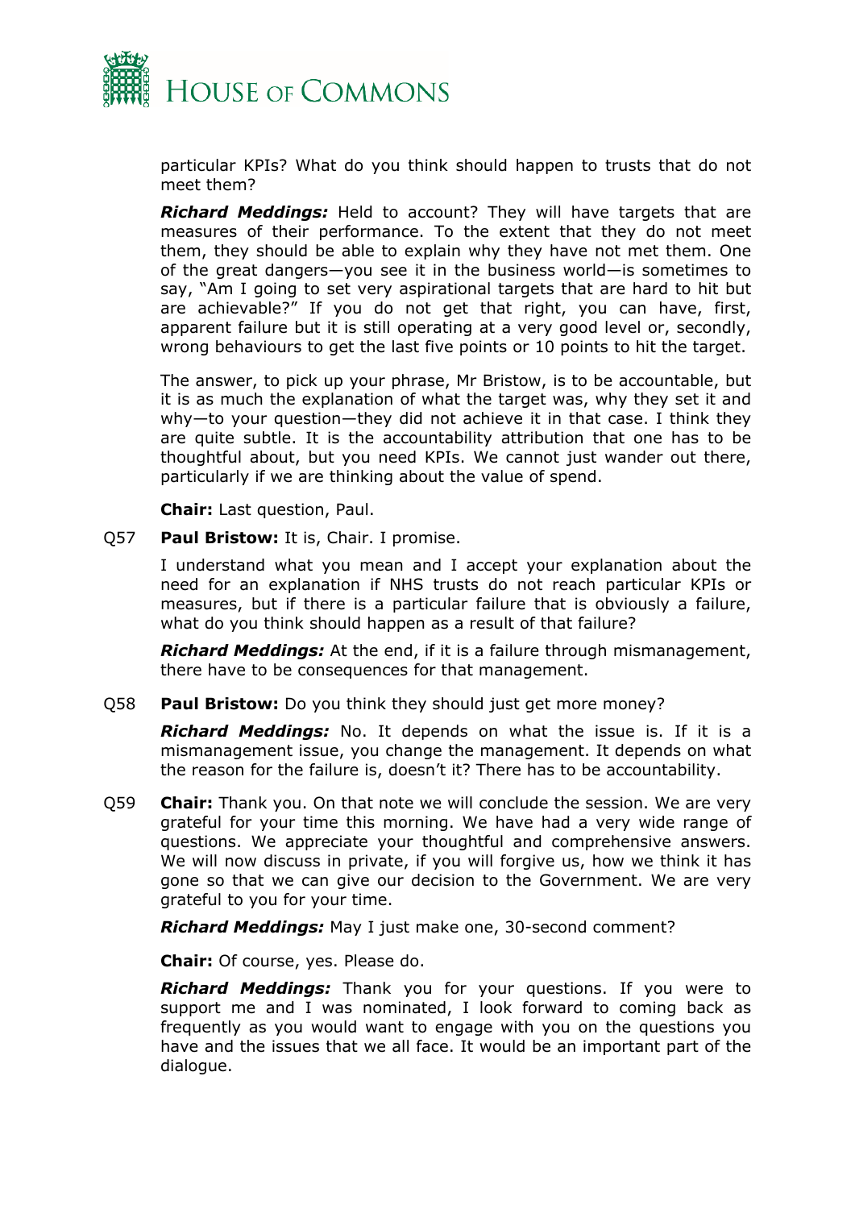particular KPIs? What do you think should happen to trusts that do not meet them?

***Richard Meddings:*** Held to account? They will have targets that are measures of their performance. To the extent that they do not meet them, they should be able to explain why they have not met them. One of the great dangers—you see it in the business world—is sometimes to say, "Am I going to set very aspirational targets that are hard to hit but are achievable?" If you do not get that right, you can have, first, apparent failure but it is still operating at a very good level or, secondly, wrong behaviours to get the last five points or 10 points to hit the target.

The answer, to pick up your phrase, Mr Bristow, is to be accountable, but it is as much the explanation of what the target was, why they set it and why—to your question—they did not achieve it in that case. I think they are quite subtle. It is the accountability attribution that one has to be thoughtful about, but you need KPIs. We cannot just wander out there, particularly if we are thinking about the value of spend.

**Chair:** Last question, Paul.

Q57 **Paul Bristow:** It is, Chair. I promise.

I understand what you mean and I accept your explanation about the need for an explanation if NHS trusts do not reach particular KPIs or measures, but if there is a particular failure that is obviously a failure, what do you think should happen as a result of that failure?

***Richard Meddings:*** At the end, if it is a failure through mismanagement, there have to be consequences for that management.

Q58 **Paul Bristow:** Do you think they should just get more money?

***Richard Meddings:*** No. It depends on what the issue is. If it is a mismanagement issue, you change the management. It depends on what the reason for the failure is, doesn't it? There has to be accountability.

Q59 **Chair:** Thank you. On that note we will conclude the session. We are very grateful for your time this morning. We have had a very wide range of questions. We appreciate your thoughtful and comprehensive answers. We will now discuss in private, if you will forgive us, how we think it has gone so that we can give our decision to the Government. We are very grateful to you for your time.

***Richard Meddings:*** May I just make one, 30-second comment?

**Chair:** Of course, yes. Please do.

***Richard Meddings:*** Thank you for your questions. If you were to support me and I was nominated, I look forward to coming back as frequently as you would want to engage with you on the questions you have and the issues that we all face. It would be an important part of the dialogue.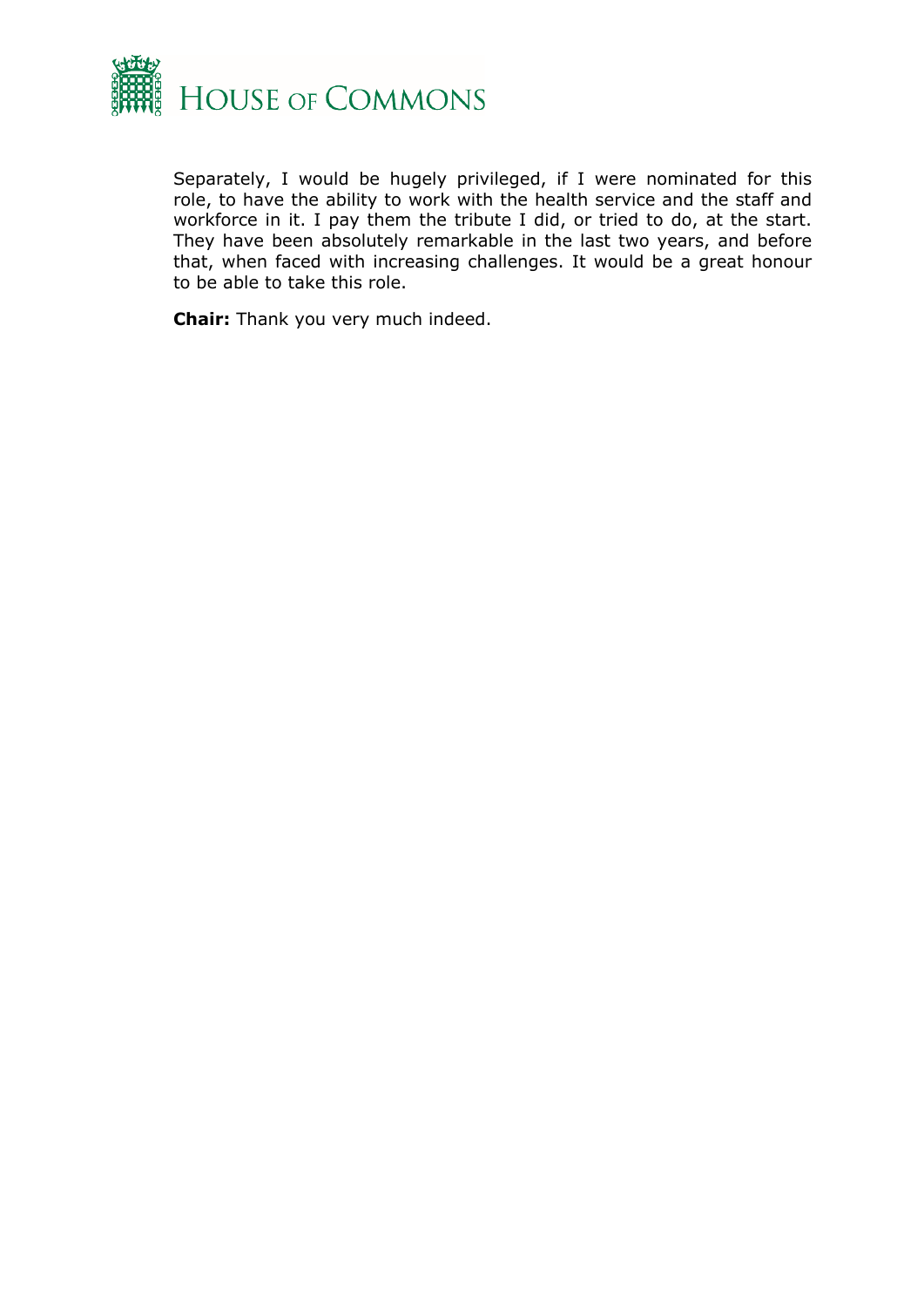Separately, I would be hugely privileged, if I were nominated for this role, to have the ability to work with the health service and the staff and workforce in it. I pay them the tribute I did, or tried to do, at the start. They have been absolutely remarkable in the last two years, and before that, when faced with increasing challenges. It would be a great honour to be able to take this role.

**Chair:** Thank you very much indeed.